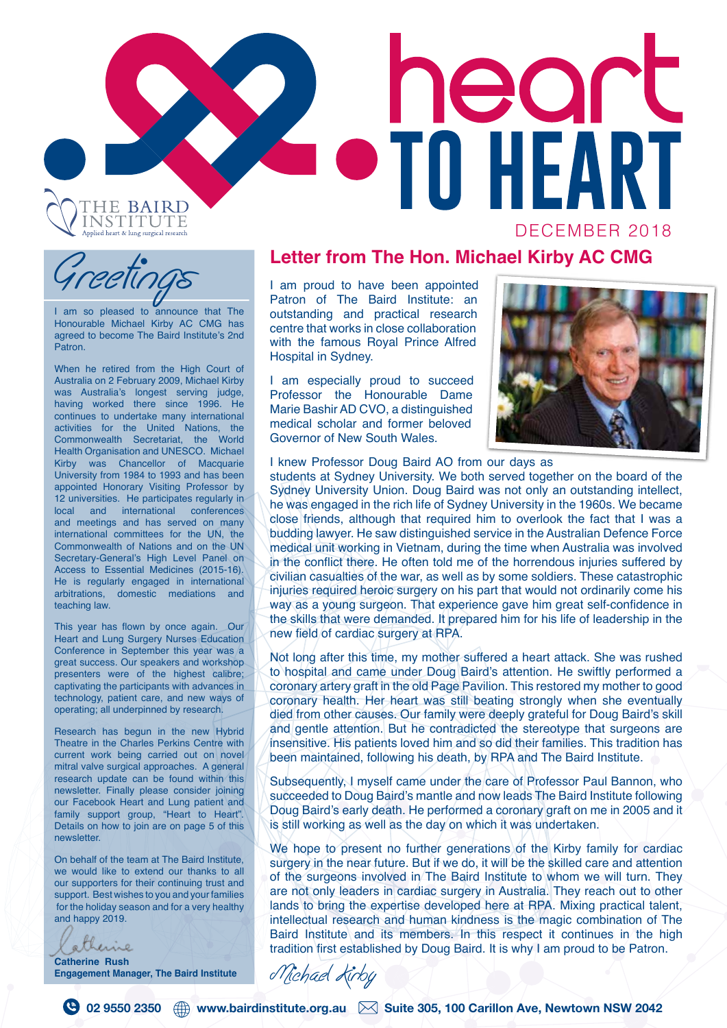# heart TO HEART

THE BAIRD INSTITUTE
Applied heart & lung surgical research

DECEMBER 2018

## Greetings

I am so pleased to announce that The Honourable Michael Kirby AC CMG has agreed to become The Baird Institute's 2nd Patron.

When he retired from the High Court of Australia on 2 February 2009, Michael Kirby was Australia's longest serving judge, having worked there since 1996. He continues to undertake many international activities for the United Nations, the Commonwealth Secretariat, the World Health Organisation and UNESCO. Michael Kirby was Chancellor of Macquarie University from 1984 to 1993 and has been appointed Honorary Visiting Professor by 12 universities. He participates regularly in local and international conferences and meetings and has served on many international committees for the UN, the Commonwealth of Nations and on the UN Secretary-General's High Level Panel on Access to Essential Medicines (2015-16). He is regularly engaged in international arbitrations, domestic mediations and teaching law.

This year has flown by once again. Our Heart and Lung Surgery Nurses Education Conference in September this year was a great success. Our speakers and workshop presenters were of the highest calibre; captivating the participants with advances in technology, patient care, and new ways of operating; all underpinned by research.

Research has begun in the new Hybrid Theatre in the Charles Perkins Centre with current work being carried out on novel mitral valve surgical approaches. A general research update can be found within this newsletter. Finally please consider joining our Facebook Heart and Lung patient and family support group, "Heart to Heart". Details on how to join are on page 5 of this newsletter.

On behalf of the team at The Baird Institute, we would like to extend our thanks to all our supporters for their continuing trust and support. Best wishes to you and your families for the holiday season and for a very healthy and happy 2019.

Catherine

**Catherine Rush**
**Engagement Manager, The Baird Institute**

## Letter from The Hon. Michael Kirby AC CMG

I am proud to have been appointed Patron of The Baird Institute: an outstanding and practical research centre that works in close collaboration with the famous Royal Prince Alfred Hospital in Sydney.

I am especially proud to succeed Professor the Honourable Dame Marie Bashir AD CVO, a distinguished medical scholar and former beloved Governor of New South Wales.

I knew Professor Doug Baird AO from our days as students at Sydney University. We both served together on the board of the Sydney University Union. Doug Baird was not only an outstanding intellect, he was engaged in the rich life of Sydney University in the 1960s. We became close friends, although that required him to overlook the fact that I was a budding lawyer. He saw distinguished service in the Australian Defence Force medical unit working in Vietnam, during the time when Australia was involved in the conflict there. He often told me of the horrendous injuries suffered by civilian casualties of the war, as well as by some soldiers. These catastrophic injuries required heroic surgery on his part that would not ordinarily come his way as a young surgeon. That experience gave him great self-confidence in the skills that were demanded. It prepared him for his life of leadership in the new field of cardiac surgery at RPA.

Not long after this time, my mother suffered a heart attack. She was rushed to hospital and came under Doug Baird's attention. He swiftly performed a coronary artery graft in the old Page Pavilion. This restored my mother to good coronary health. Her heart was still beating strongly when she eventually died from other causes. Our family were deeply grateful for Doug Baird's skill and gentle attention. But he contradicted the stereotype that surgeons are insensitive. His patients loved him and so did their families. This tradition has been maintained, following his death, by RPA and The Baird Institute.

Subsequently, I myself came under the care of Professor Paul Bannon, who succeeded to Doug Baird's mantle and now leads The Baird Institute following Doug Baird's early death. He performed a coronary graft on me in 2005 and it is still working as well as the day on which it was undertaken.

We hope to present no further generations of the Kirby family for cardiac surgery in the near future. But if we do, it will be the skilled care and attention of the surgeons involved in The Baird Institute to whom we will turn. They are not only leaders in cardiac surgery in Australia. They reach out to other lands to bring the expertise developed here at RPA. Mixing practical talent, intellectual research and human kindness is the magic combination of The Baird Institute and its members. In this respect it continues in the high tradition first established by Doug Baird. It is why I am proud to be Patron.

Michael Kirby

02 9550 2350 | www.bairdinstitute.org.au | Suite 305, 100 Carillon Ave, Newtown NSW 2042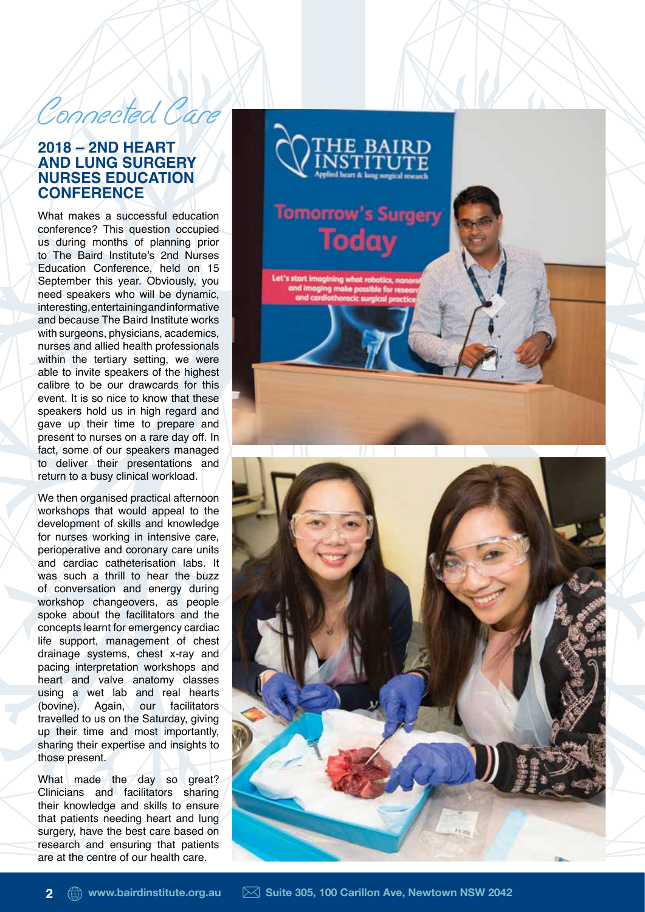*Connected Care*

## 2018 – 2ND HEART AND LUNG SURGERY NURSES EDUCATION CONFERENCE

What makes a successful education conference? This question occupied us during months of planning prior to The Baird Institute's 2nd Nurses Education Conference, held on 15 September this year. Obviously, you need speakers who will be dynamic, interesting, entertaining and informative and because The Baird Institute works with surgeons, physicians, academics, nurses and allied health professionals within the tertiary setting, we were able to invite speakers of the highest calibre to be our drawcards for this event. It is so nice to know that these speakers hold us in high regard and gave up their time to prepare and present to nurses on a rare day off. In fact, some of our speakers managed to deliver their presentations and return to a busy clinical workload.

We then organised practical afternoon workshops that would appeal to the development of skills and knowledge for nurses working in intensive care, perioperative and coronary care units and cardiac catheterisation labs. It was such a thrill to hear the buzz of conversation and energy during workshop changeovers, as people spoke about the facilitators and the concepts learnt for emergency cardiac life support, management of chest drainage systems, chest x-ray and pacing interpretation workshops and heart and valve anatomy classes using a wet lab and real hearts (bovine). Again, our facilitators travelled to us on the Saturday, giving up their time and most importantly, sharing their expertise and insights to those present.

What made the day so great? Clinicians and facilitators sharing their knowledge and skills to ensure that patients needing heart and lung surgery, have the best care based on research and ensuring that patients are at the centre of our health care.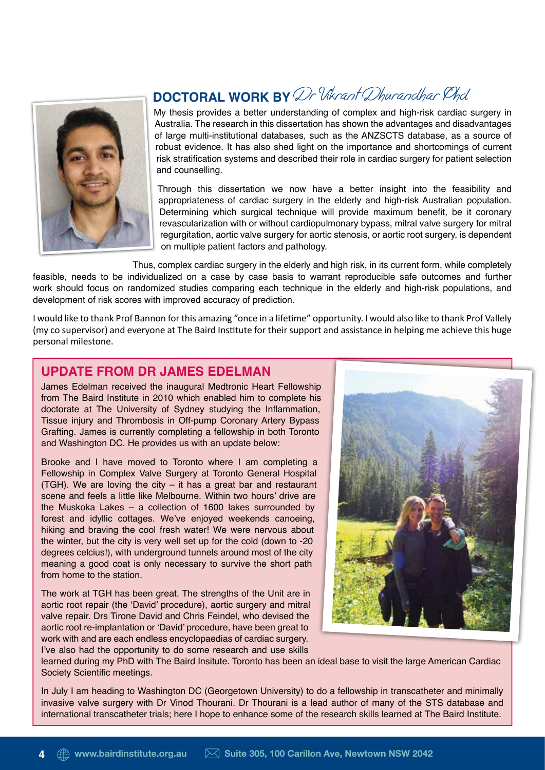## DOCTORAL WORK BY *Dr Vikrant Dhurandhar PhD*

My thesis provides a better understanding of complex and high-risk cardiac surgery in Australia. The research in this dissertation has shown the advantages and disadvantages of large multi-institutional databases, such as the ANZSCTS database, as a source of robust evidence. It has also shed light on the importance and shortcomings of current risk stratification systems and described their role in cardiac surgery for patient selection and counselling.

Through this dissertation we now have a better insight into the feasibility and appropriateness of cardiac surgery in the elderly and high-risk Australian population. Determining which surgical technique will provide maximum benefit, be it coronary revascularization with or without cardiopulmonary bypass, mitral valve surgery for mitral regurgitation, aortic valve surgery for aortic stenosis, or aortic root surgery, is dependent on multiple patient factors and pathology.

Thus, complex cardiac surgery in the elderly and high risk, in its current form, while completely feasible, needs to be individualized on a case by case basis to warrant reproducible safe outcomes and further work should focus on randomized studies comparing each technique in the elderly and high-risk populations, and development of risk scores with improved accuracy of prediction.

I would like to thank Prof Bannon for this amazing "once in a lifetime" opportunity. I would also like to thank Prof Vallely (my co supervisor) and everyone at The Baird Institute for their support and assistance in helping me achieve this huge personal milestone.

## UPDATE FROM DR JAMES EDELMAN

James Edelman received the inaugural Medtronic Heart Fellowship from The Baird Institute in 2010 which enabled him to complete his doctorate at The University of Sydney studying the Inflammation, Tissue injury and Thrombosis in Off-pump Coronary Artery Bypass Grafting. James is currently completing a fellowship in both Toronto and Washington DC. He provides us with an update below:

Brooke and I have moved to Toronto where I am completing a Fellowship in Complex Valve Surgery at Toronto General Hospital (TGH). We are loving the city – it has a great bar and restaurant scene and feels a little like Melbourne. Within two hours' drive are the Muskoka Lakes – a collection of 1600 lakes surrounded by forest and idyllic cottages. We've enjoyed weekends canoeing, hiking and braving the cool fresh water! We were nervous about the winter, but the city is very well set up for the cold (down to -20 degrees celcius!), with underground tunnels around most of the city meaning a good coat is only necessary to survive the short path from home to the station.

The work at TGH has been great. The strengths of the Unit are in aortic root repair (the 'David' procedure), aortic surgery and mitral valve repair. Drs Tirone David and Chris Feindel, who devised the aortic root re-implantation or 'David' procedure, have been great to work with and are each endless encyclopaedias of cardiac surgery. I've also had the opportunity to do some research and use skills learned during my PhD with The Baird Insitute. Toronto has been an ideal base to visit the large American Cardiac Society Scientific meetings.

In July I am heading to Washington DC (Georgetown University) to do a fellowship in transcatheter and minimally invasive valve surgery with Dr Vinod Thourani. Dr Thourani is a lead author of many of the STS database and international transcatheter trials; here I hope to enhance some of the research skills learned at The Baird Institute.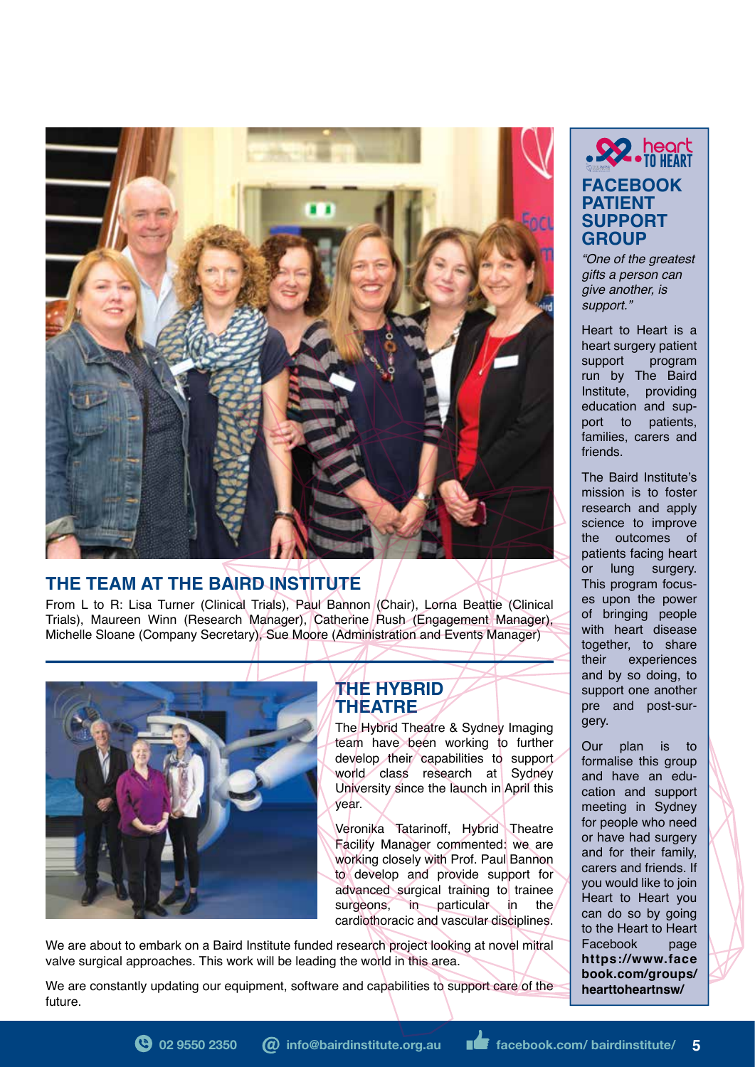## THE TEAM AT THE BAIRD INSTITUTE

From L to R: Lisa Turner (Clinical Trials), Paul Bannon (Chair), Lorna Beattie (Clinical Trials), Maureen Winn (Research Manager), Catherine Rush (Engagement Manager), Michelle Sloane (Company Secretary), Sue Moore (Administration and Events Manager)

## THE HYBRID THEATRE

The Hybrid Theatre & Sydney Imaging team have been working to further develop their capabilities to support world class research at Sydney University since the launch in April this year.

Veronika Tatarinoff, Hybrid Theatre Facility Manager commented: we are working closely with Prof. Paul Bannon to develop and provide support for advanced surgical training to trainee surgeons, in particular in the cardiothoracic and vascular disciplines.

We are about to embark on a Baird Institute funded research project looking at novel mitral valve surgical approaches. This work will be leading the world in this area.

We are constantly updating our equipment, software and capabilities to support care of the future.

## heart TO HEART FACEBOOK PATIENT SUPPORT GROUP

*"One of the greatest gifts a person can give another, is support."*

Heart to Heart is a heart surgery patient support program run by The Baird Institute, providing education and support to patients, families, carers and friends.

The Baird Institute's mission is to foster research and apply science to improve the outcomes of patients facing heart or lung surgery. This program focuses upon the power of bringing people with heart disease together, to share their experiences and by so doing, to support one another pre and post-surgery.

Our plan is to formalise this group and have an education and support meeting in Sydney for people who need or have had surgery and for their family, carers and friends. If you would like to join Heart to Heart you can do so by going to the Heart to Heart Facebook page **https://www.facebook.com/groups/hearttoheartnsw/**

02 9550 2350 | info@bairdinstitute.org.au | facebook.com/ bairdinstitute/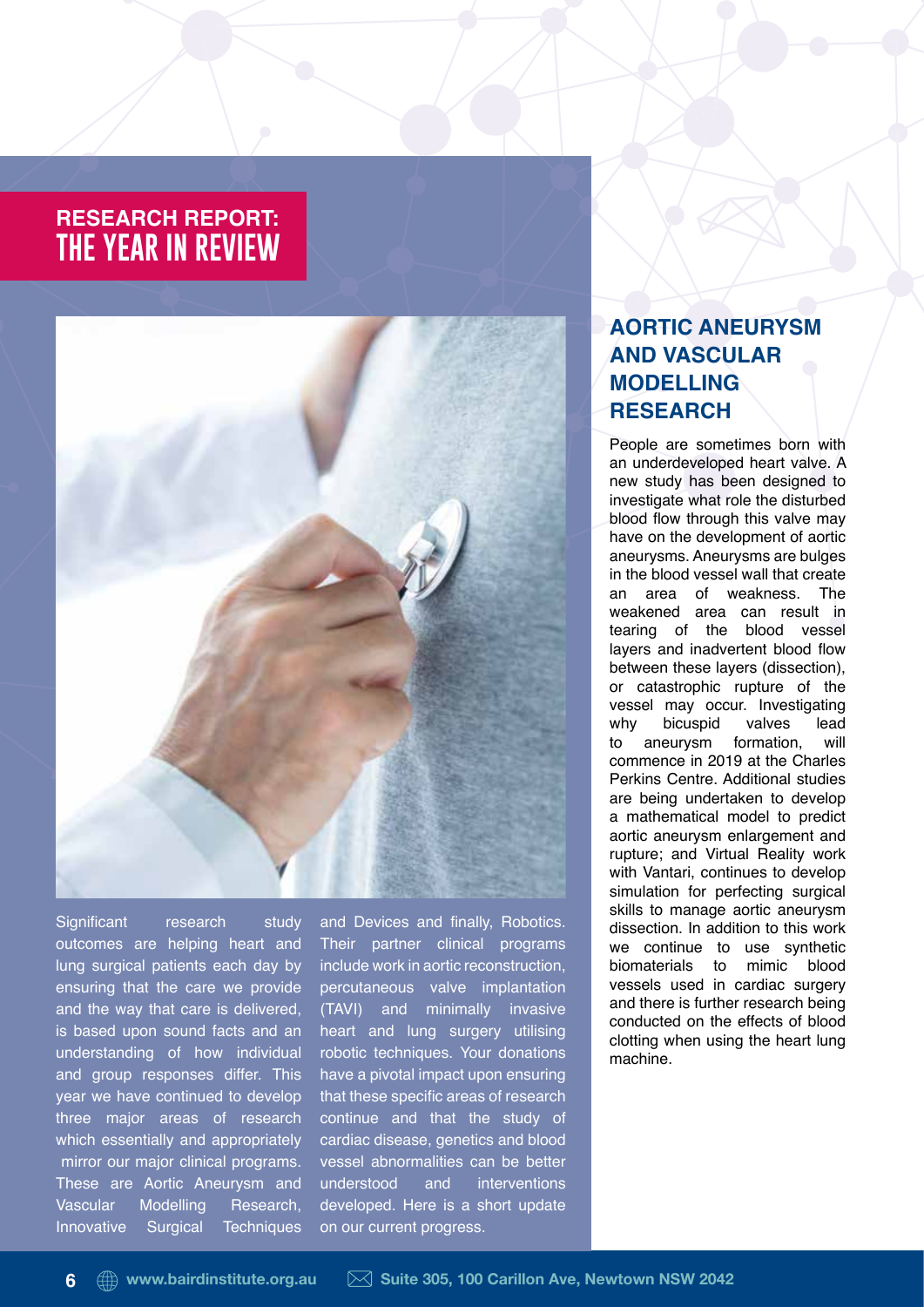# RESEARCH REPORT: THE YEAR IN REVIEW

Significant research study outcomes are helping heart and lung surgical patients each day by ensuring that the care we provide and the way that care is delivered, is based upon sound facts and an understanding of how individual and group responses differ. This year we have continued to develop three major areas of research which essentially and appropriately mirror our major clinical programs. These are Aortic Aneurysm and Vascular Modelling Research, Innovative Surgical Techniques and Devices and finally, Robotics. Their partner clinical programs include work in aortic reconstruction, percutaneous valve implantation (TAVI) and minimally invasive heart and lung surgery utilising robotic techniques. Your donations have a pivotal impact upon ensuring that these specific areas of research continue and that the study of cardiac disease, genetics and blood vessel abnormalities can be better understood and interventions developed. Here is a short update on our current progress.

## AORTIC ANEURYSM AND VASCULAR MODELLING RESEARCH

People are sometimes born with an underdeveloped heart valve. A new study has been designed to investigate what role the disturbed blood flow through this valve may have on the development of aortic aneurysms. Aneurysms are bulges in the blood vessel wall that create an area of weakness. The weakened area can result in tearing of the blood vessel layers and inadvertent blood flow between these layers (dissection), or catastrophic rupture of the vessel may occur. Investigating why bicuspid valves lead to aneurysm formation, will commence in 2019 at the Charles Perkins Centre. Additional studies are being undertaken to develop a mathematical model to predict aortic aneurysm enlargement and rupture; and Virtual Reality work with Vantari, continues to develop simulation for perfecting surgical skills to manage aortic aneurysm dissection. In addition to this work we continue to use synthetic biomaterials to mimic blood vessels used in cardiac surgery and there is further research being conducted on the effects of blood clotting when using the heart lung machine.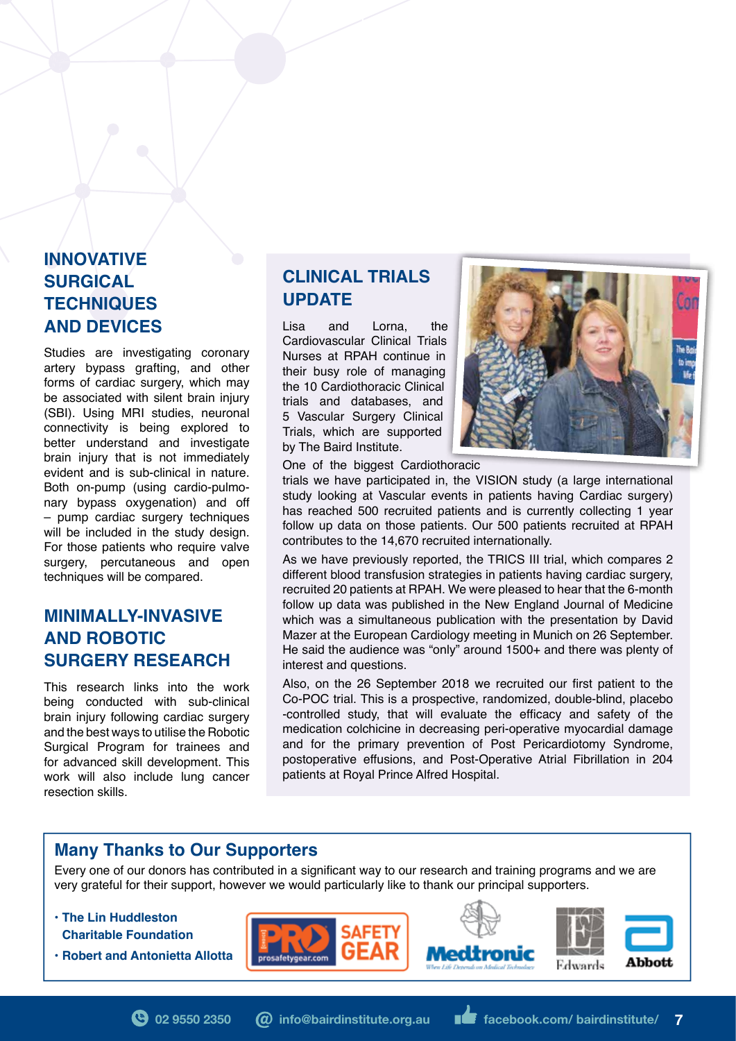## INNOVATIVE SURGICAL TECHNIQUES AND DEVICES

Studies are investigating coronary artery bypass grafting, and other forms of cardiac surgery, which may be associated with silent brain injury (SBI). Using MRI studies, neuronal connectivity is being explored to better understand and investigate brain injury that is not immediately evident and is sub-clinical in nature. Both on-pump (using cardio-pulmonary bypass oxygenation) and off – pump cardiac surgery techniques will be included in the study design. For those patients who require valve surgery, percutaneous and open techniques will be compared.

## MINIMALLY-INVASIVE AND ROBOTIC SURGERY RESEARCH

This research links into the work being conducted with sub-clinical brain injury following cardiac surgery and the best ways to utilise the Robotic Surgical Program for trainees and for advanced skill development. This work will also include lung cancer resection skills.

## CLINICAL TRIALS UPDATE

Lisa and Lorna, the Cardiovascular Clinical Trials Nurses at RPAH continue in their busy role of managing the 10 Cardiothoracic Clinical trials and databases, and 5 Vascular Surgery Clinical Trials, which are supported by The Baird Institute.

One of the biggest Cardiothoracic trials we have participated in, the VISION study (a large international study looking at Vascular events in patients having Cardiac surgery) has reached 500 recruited patients and is currently collecting 1 year follow up data on those patients. Our 500 patients recruited at RPAH contributes to the 14,670 recruited internationally.

As we have previously reported, the TRICS III trial, which compares 2 different blood transfusion strategies in patients having cardiac surgery, recruited 20 patients at RPAH. We were pleased to hear that the 6-month follow up data was published in the New England Journal of Medicine which was a simultaneous publication with the presentation by David Mazer at the European Cardiology meeting in Munich on 26 September. He said the audience was "only" around 1500+ and there was plenty of interest and questions.

Also, on the 26 September 2018 we recruited our first patient to the Co-POC trial. This is a prospective, randomized, double-blind, placebo -controlled study, that will evaluate the efficacy and safety of the medication colchicine in decreasing peri-operative myocardial damage and for the primary prevention of Post Pericardiotomy Syndrome, postoperative effusions, and Post-Operative Atrial Fibrillation in 204 patients at Royal Prince Alfred Hospital.

## Many Thanks to Our Supporters

Every one of our donors has contributed in a significant way to our research and training programs and we are very grateful for their support, however we would particularly like to thank our principal supporters.

- **The Lin Huddleston Charitable Foundation**
- **Robert and Antonietta Allotta**

PRO SAFETY GEAR (prosafetygear.com) · Medtronic · Edwards · Abbott

02 9550 2350 · info@bairdinstitute.org.au · facebook.com/ bairdinstitute/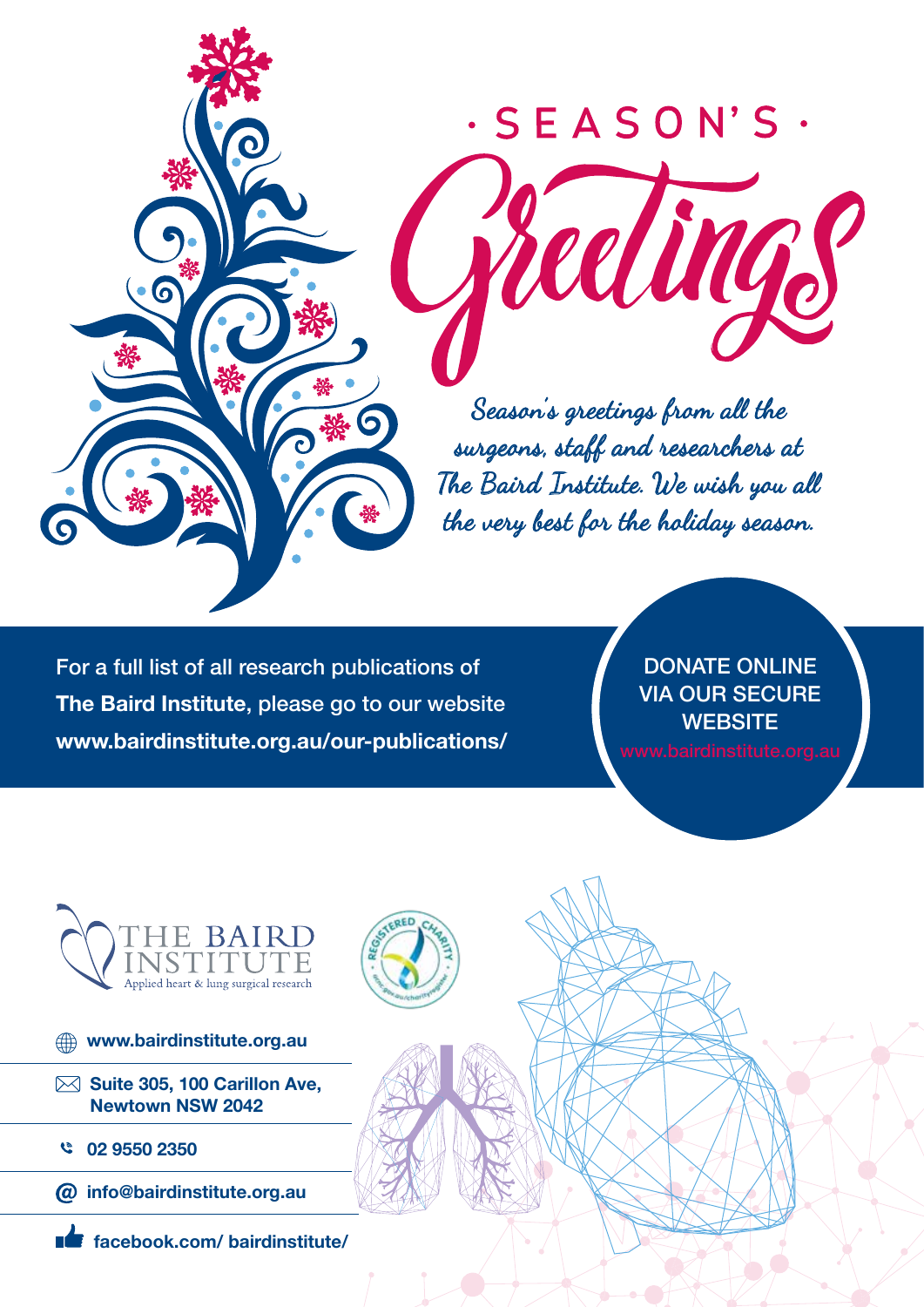# · SEASON'S · Greetings

*Season's greetings from all the surgeons, staff and researchers at The Baird Institute. We wish you all the very best for the holiday season.*

For a full list of all research publications of **The Baird Institute**, please go to our website **www.bairdinstitute.org.au/our-publications/**

DONATE ONLINE VIA OUR SECURE WEBSITE
www.bairdinstitute.org.au

THE BAIRD INSTITUTE
Applied heart & lung surgical research

REGISTERED CHARITY
acnc.gov.au/charityregister

**www.bairdinstitute.org.au**

**Suite 305, 100 Carillon Ave, Newtown NSW 2042**

**02 9550 2350**

**info@bairdinstitute.org.au**

**facebook.com/ bairdinstitute/**